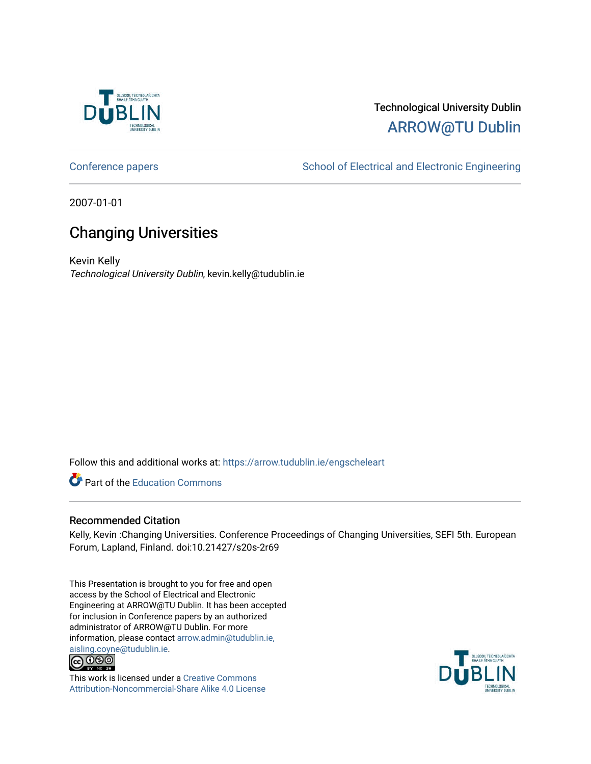Technological University Dublin

ARROW@TU Dublin

Conference papers | School of Electrical and Electronic Engineering

2007-01-01

# Changing Universities

Kevin Kelly

*Technological University Dublin*, kevin.kelly@tudublin.ie

Follow this and additional works at: https://arrow.tudublin.ie/engscheleart

Part of the Education Commons

## Recommended Citation

Kelly, Kevin :Changing Universities. Conference Proceedings of Changing Universities, SEFI 5th. European Forum, Lapland, Finland. doi:10.21427/s20s-2r69

This Presentation is brought to you for free and open access by the School of Electrical and Electronic Engineering at ARROW@TU Dublin. It has been accepted for inclusion in Conference papers by an authorized administrator of ARROW@TU Dublin. For more information, please contact arrow.admin@tudublin.ie, aisling.coyne@tudublin.ie.

This work is licensed under a Creative Commons Attribution-Noncommercial-Share Alike 4.0 License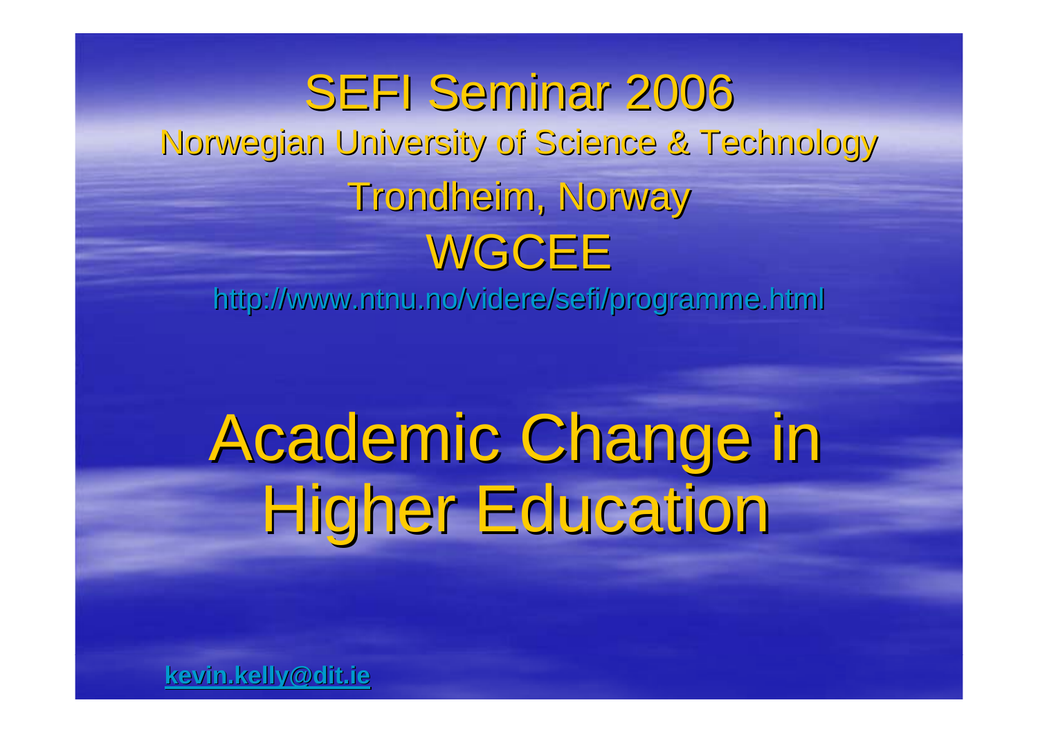SEFI Seminar 2006

Norwegian University of Science & Technology

Trondheim, Norway

WGCEE

http://www.ntnu.no/videre/sefi/programme.html

# Academic Change in Higher Education

kevin.kelly@dit.ie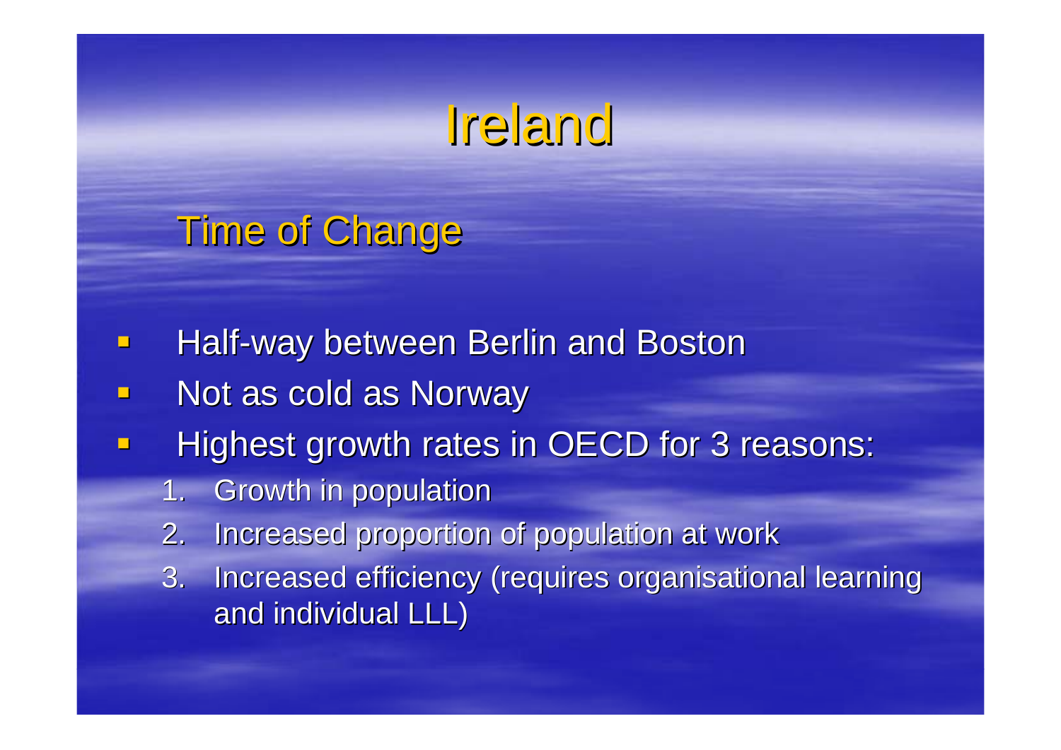# Ireland

## Time of Change

- Half-way between Berlin and Boston
- Not as cold as Norway
- Highest growth rates in OECD for 3 reasons:
  1. Growth in population
  2. Increased proportion of population at work
  3. Increased efficiency (requires organisational learning and individual LLL)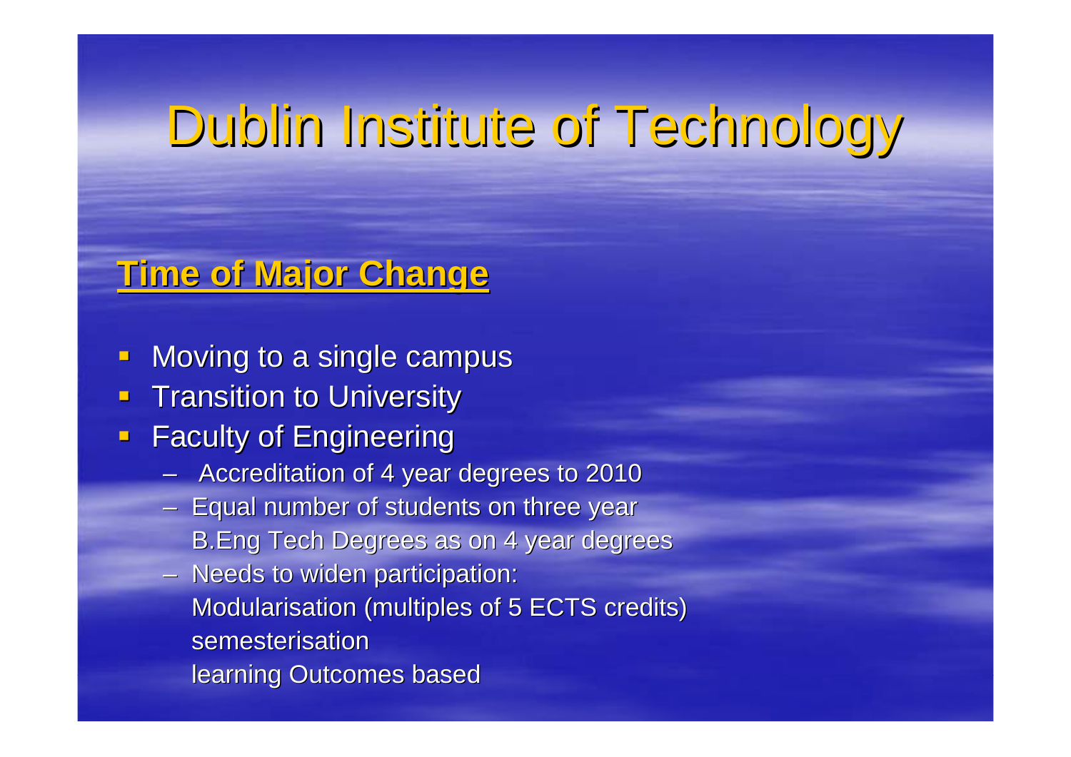# Dublin Institute of Technology

## **Time of Major Change**

- Moving to a single campus
- Transition to University
- Faculty of Engineering
  - Accreditation of 4 year degrees to 2010
  - Equal number of students on three year B.Eng Tech Degrees as on 4 year degrees
  - Needs to widen participation:
    Modularisation (multiples of 5 ECTS credits)
    semesterisation
    learning Outcomes based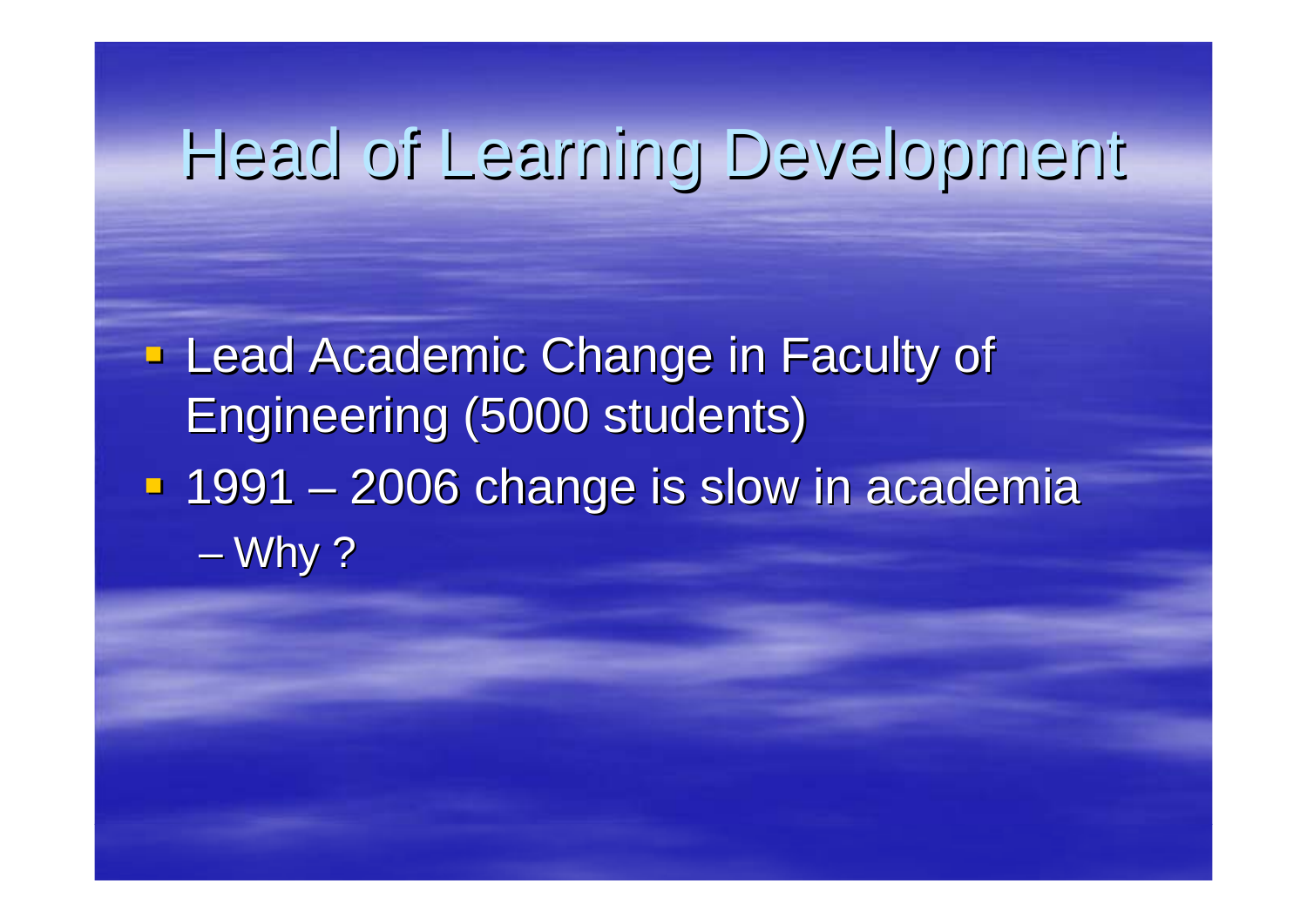# Head of Learning Development

- Lead Academic Change in Faculty of Engineering (5000 students)
- 1991 – 2006 change is slow in academia
  - Why ?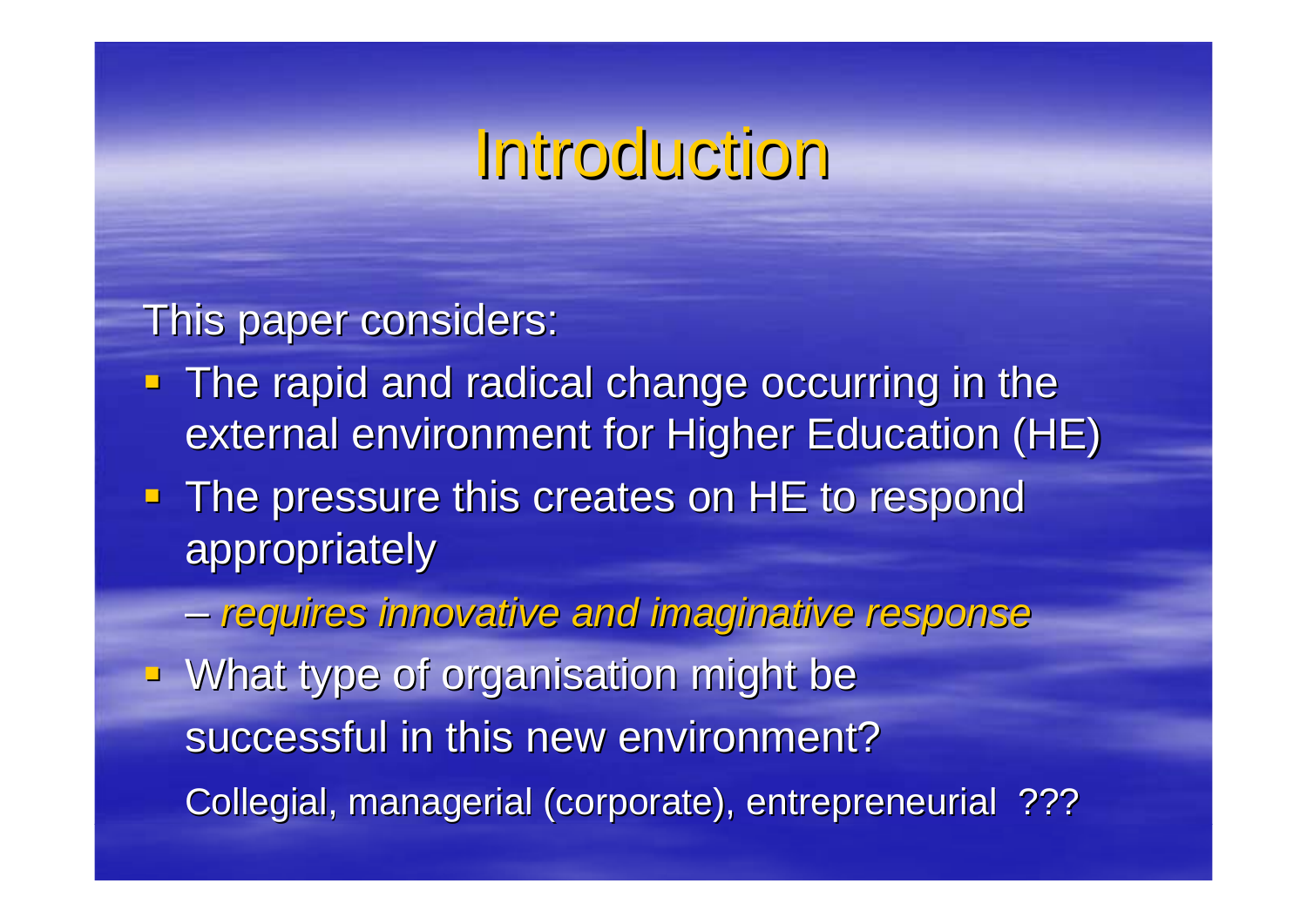# Introduction

This paper considers:

- The rapid and radical change occurring in the external environment for Higher Education (HE)
- The pressure this creates on HE to respond appropriately
  - *requires innovative and imaginative response*
- What type of organisation might be successful in this new environment?

  Collegial, managerial (corporate), entrepreneurial ???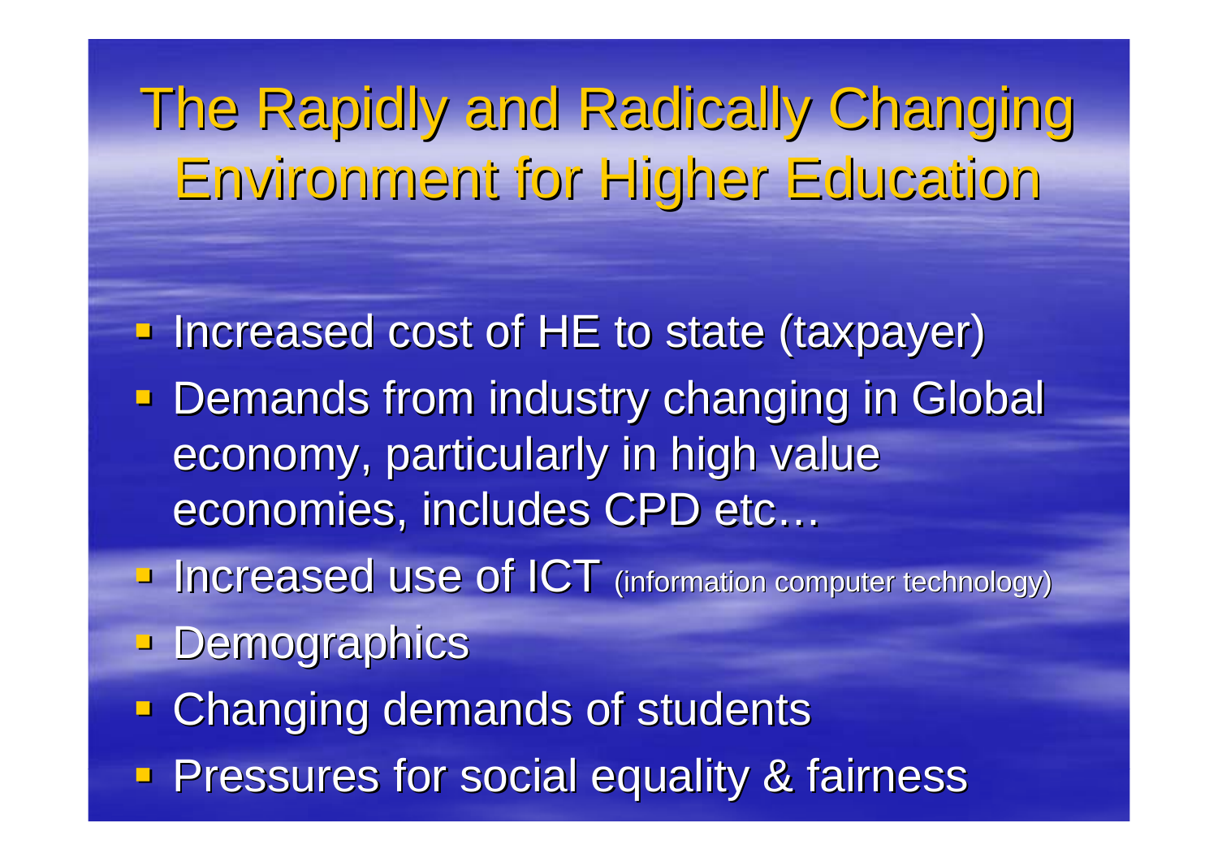# The Rapidly and Radically Changing Environment for Higher Education

- Increased cost of HE to state (taxpayer)
- Demands from industry changing in Global economy, particularly in high value economies, includes CPD etc…
- Increased use of ICT (information computer technology)
- Demographics
- Changing demands of students
- Pressures for social equality & fairness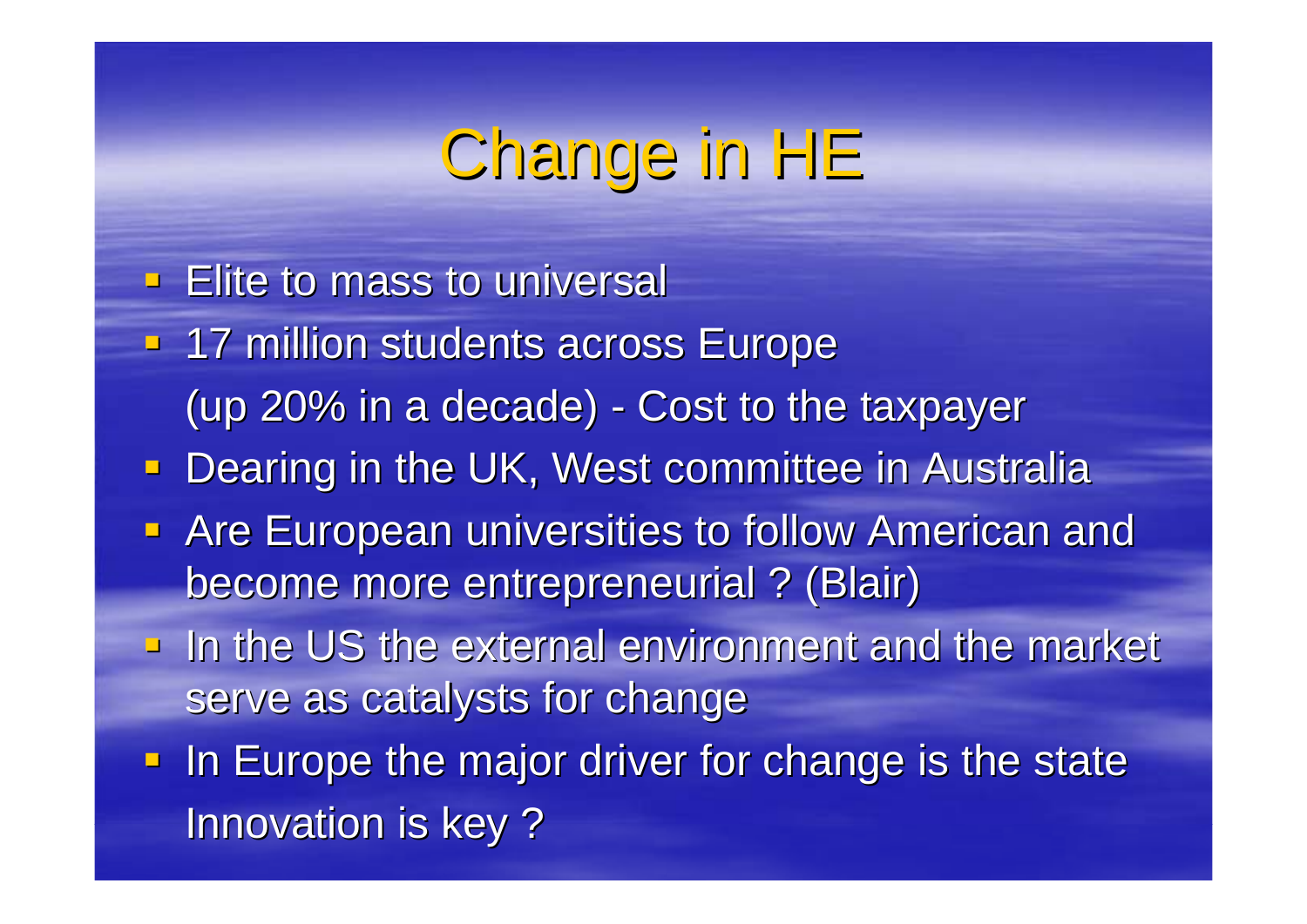# Change in HE

- Elite to mass to universal
- 17 million students across Europe
  (up 20% in a decade) - Cost to the taxpayer
- Dearing in the UK, West committee in Australia
- Are European universities to follow American and become more entrepreneurial ? (Blair)
- In the US the external environment and the market serve as catalysts for change
- In Europe the major driver for change is the state
  Innovation is key ?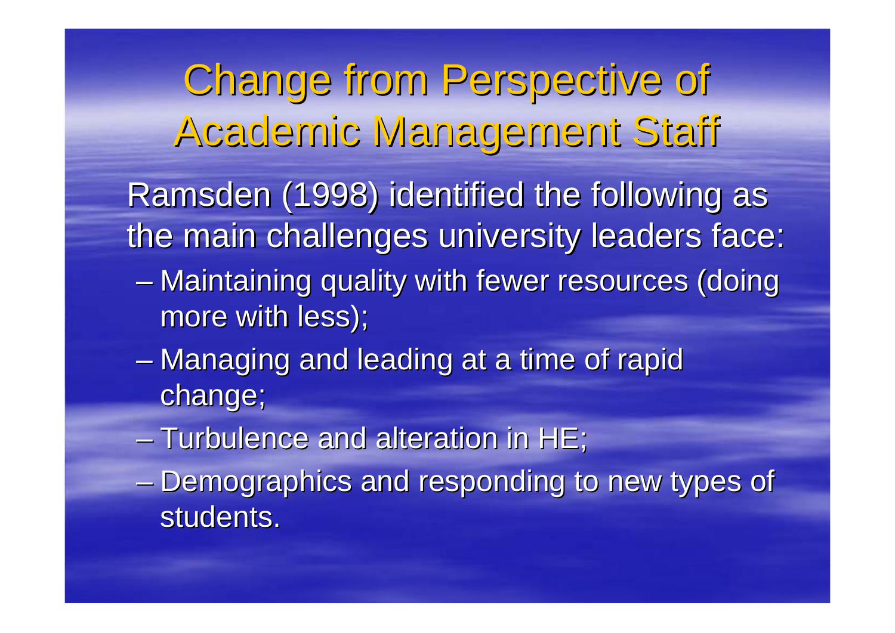# Change from Perspective of Academic Management Staff

Ramsden (1998) identified the following as the main challenges university leaders face:

- Maintaining quality with fewer resources (doing more with less);
- Managing and leading at a time of rapid change;
- Turbulence and alteration in HE;
- Demographics and responding to new types of students.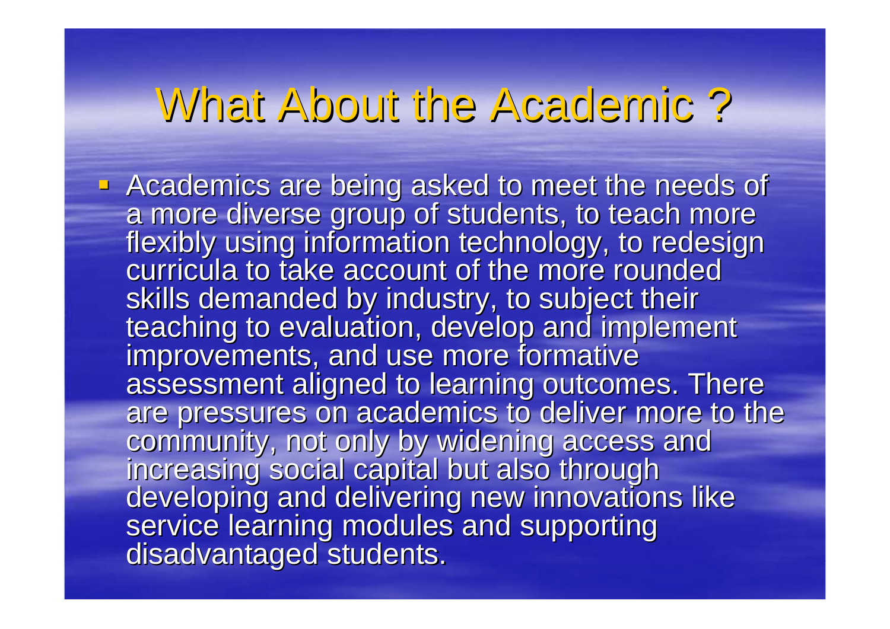# What About the Academic ?

- Academics are being asked to meet the needs of a more diverse group of students, to teach more flexibly using information technology, to redesign curricula to take account of the more rounded skills demanded by industry, to subject their teaching to evaluation, develop and implement improvements, and use more formative assessment aligned to learning outcomes. There are pressures on academics to deliver more to the community, not only by widening access and increasing social capital but also through developing and delivering new innovations like service learning modules and supporting disadvantaged students.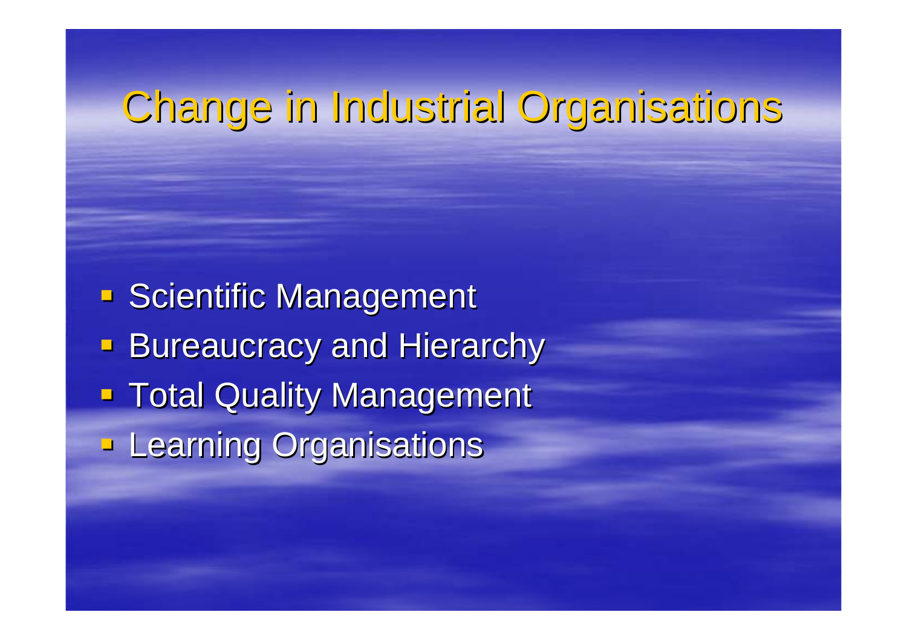# Change in Industrial Organisations

- Scientific Management
- Bureaucracy and Hierarchy
- Total Quality Management
- Learning Organisations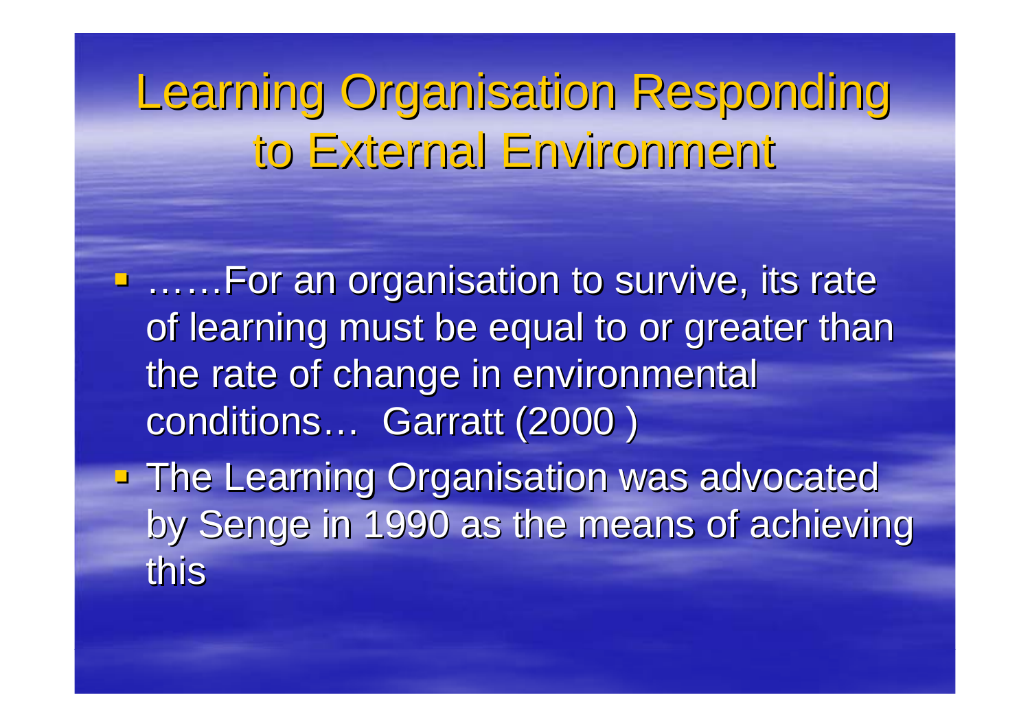# Learning Organisation Responding to External Environment

- ……For an organisation to survive, its rate of learning must be equal to or greater than the rate of change in environmental conditions… Garratt (2000 )
- The Learning Organisation was advocated by Senge in 1990 as the means of achieving this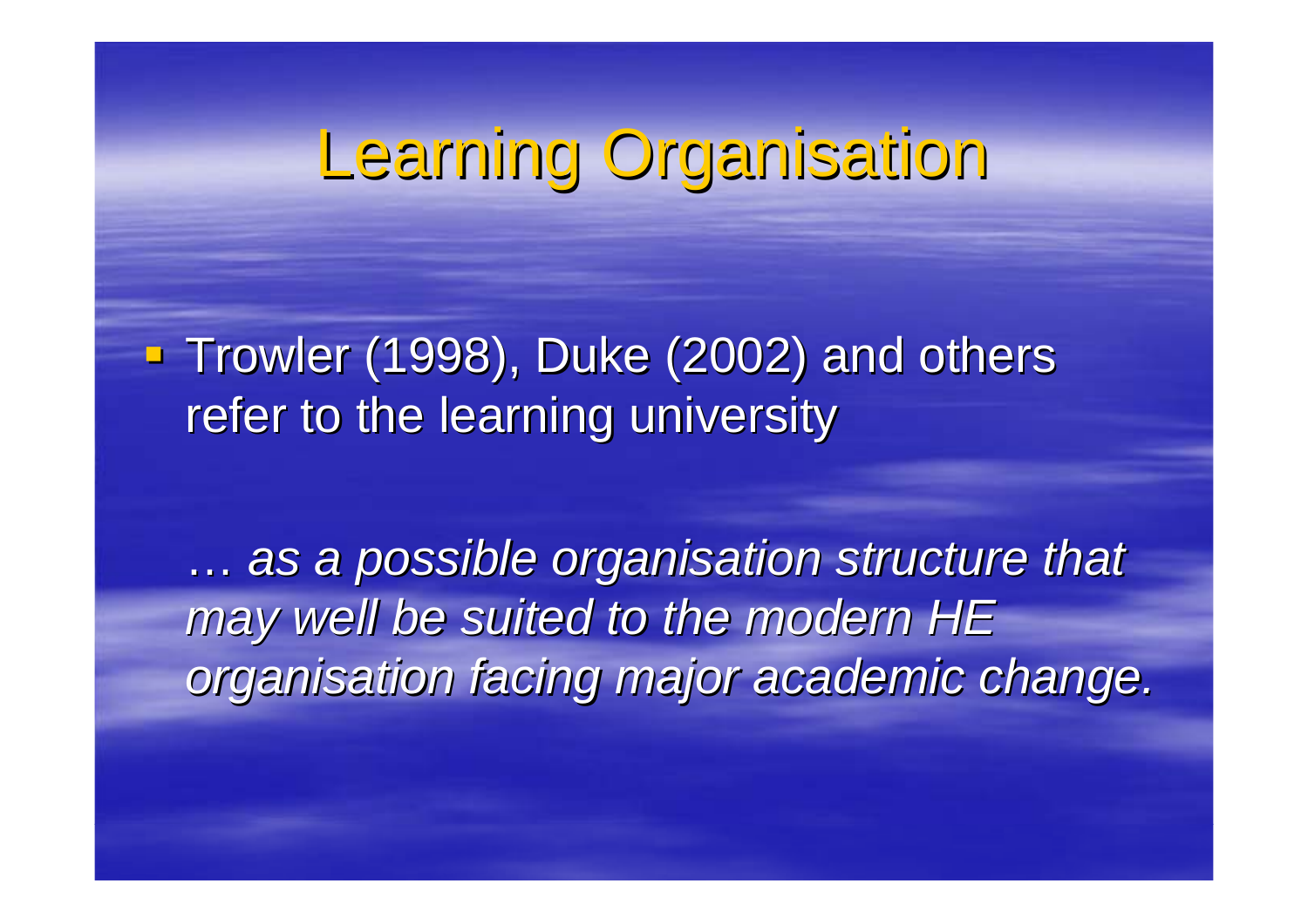# Learning Organisation

- Trowler (1998), Duke (2002) and others refer to the learning university

  *… as a possible organisation structure that may well be suited to the modern HE organisation facing major academic change.*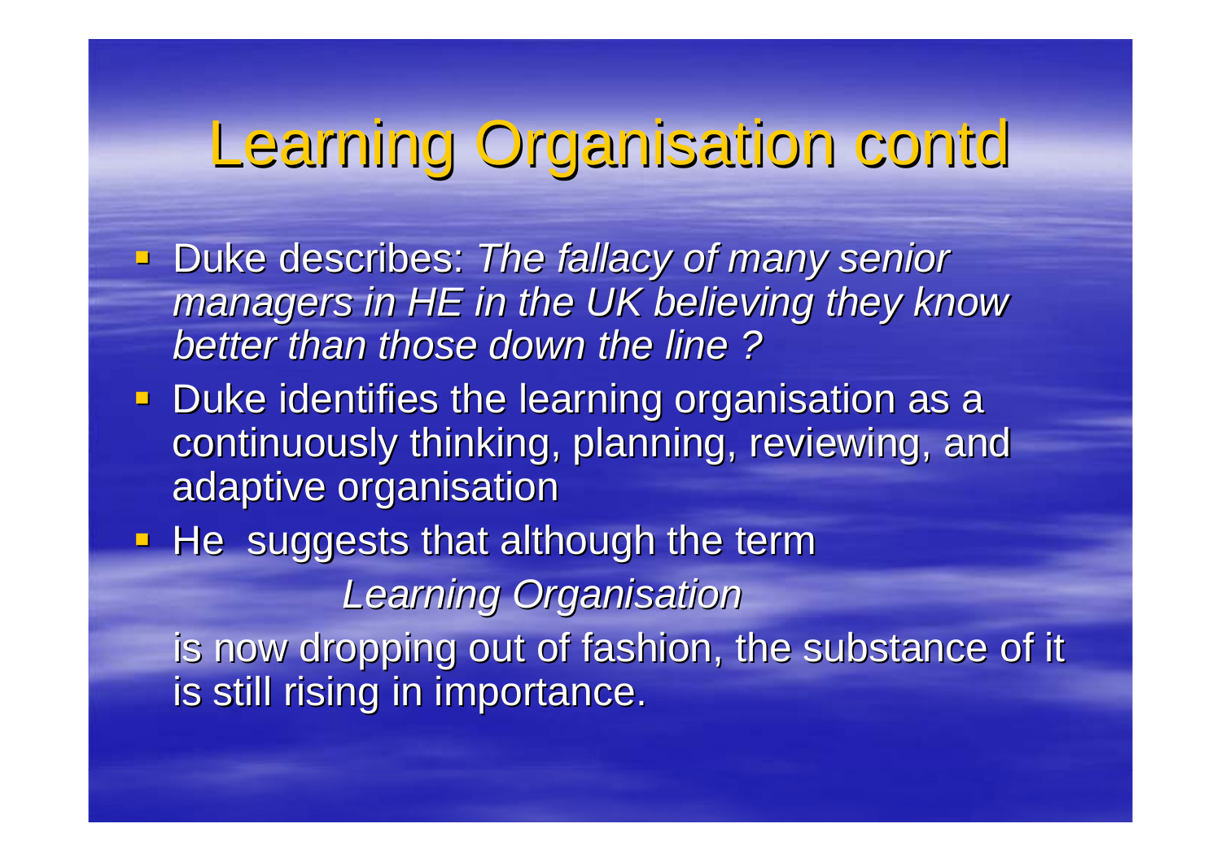# Learning Organisation contd

- Duke describes: *The fallacy of many senior managers in HE in the UK believing they know better than those down the line ?*
- Duke identifies the learning organisation as a continuously thinking, planning, reviewing, and adaptive organisation
- He suggests that although the term

  *Learning Organisation*

  is now dropping out of fashion, the substance of it is still rising in importance.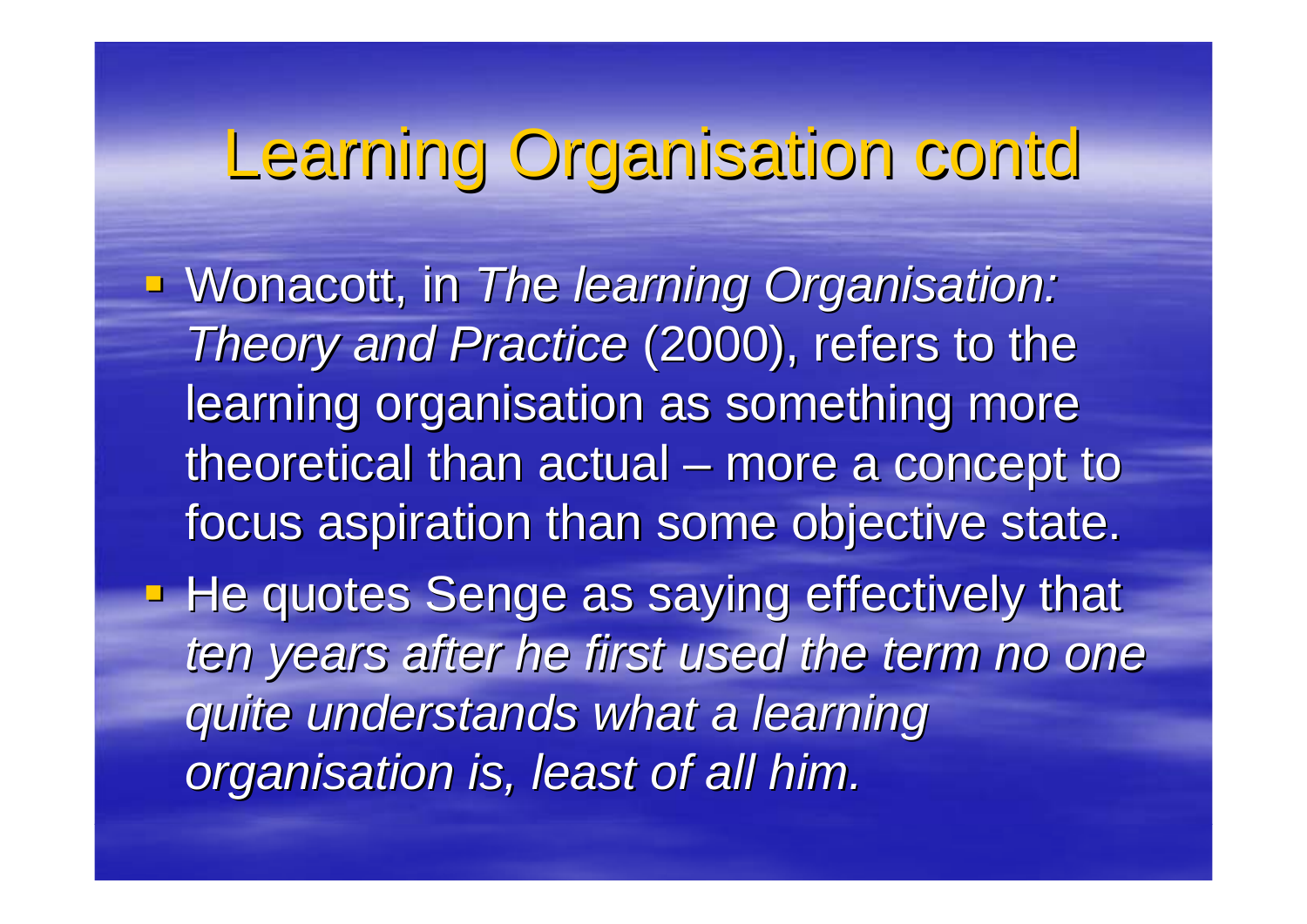# Learning Organisation contd

- Wonacott, in *The learning Organisation: Theory and Practice* (2000), refers to the learning organisation as something more theoretical than actual – more a concept to focus aspiration than some objective state.
- He quotes Senge as saying effectively that *ten years after he first used the term no one quite understands what a learning organisation is, least of all him.*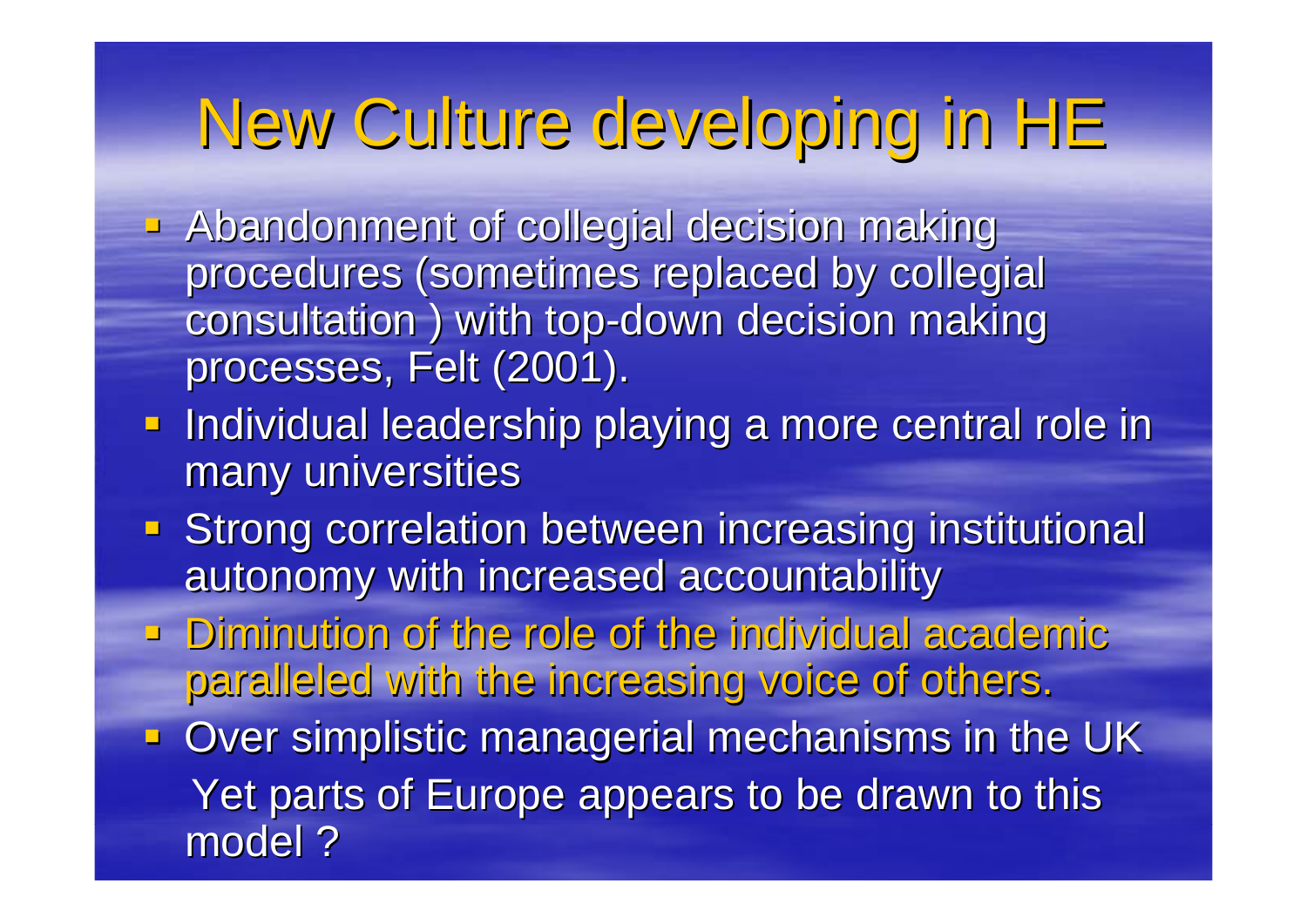# New Culture developing in HE

- Abandonment of collegial decision making procedures (sometimes replaced by collegial consultation ) with top-down decision making processes, Felt (2001).
- Individual leadership playing a more central role in many universities
- Strong correlation between increasing institutional autonomy with increased accountability
- Diminution of the role of the individual academic paralleled with the increasing voice of others.
- Over simplistic managerial mechanisms in the UK Yet parts of Europe appears to be drawn to this model ?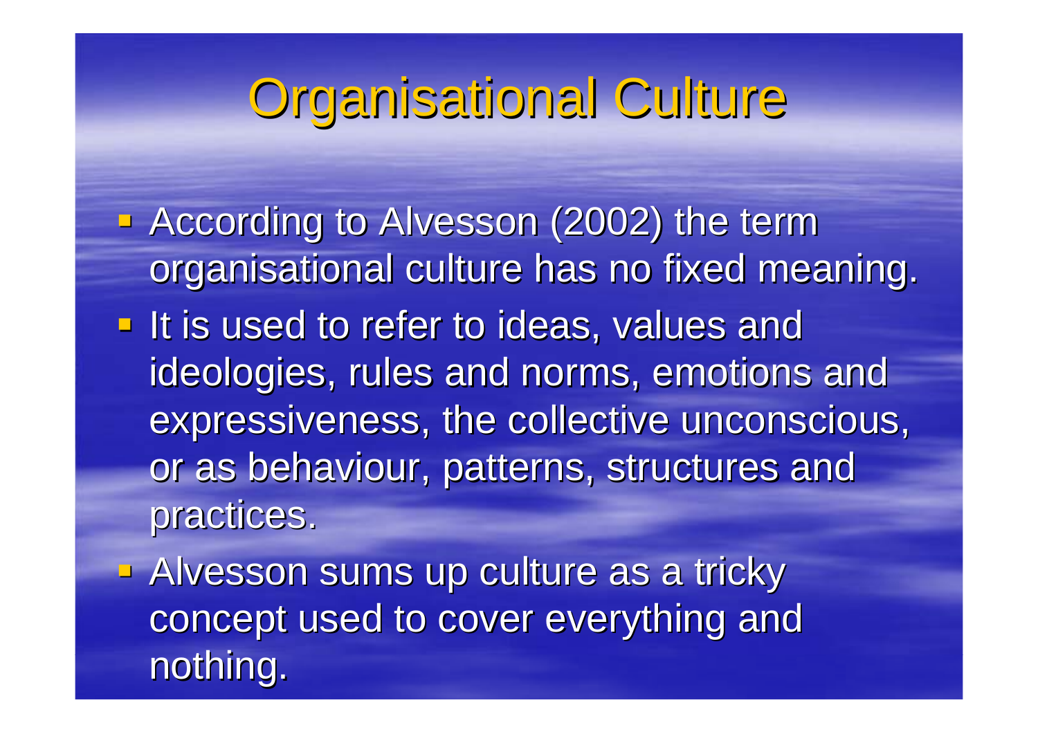# Organisational Culture

- According to Alvesson (2002) the term organisational culture has no fixed meaning.
- It is used to refer to ideas, values and ideologies, rules and norms, emotions and expressiveness, the collective unconscious, or as behaviour, patterns, structures and practices.
- Alvesson sums up culture as a tricky concept used to cover everything and nothing.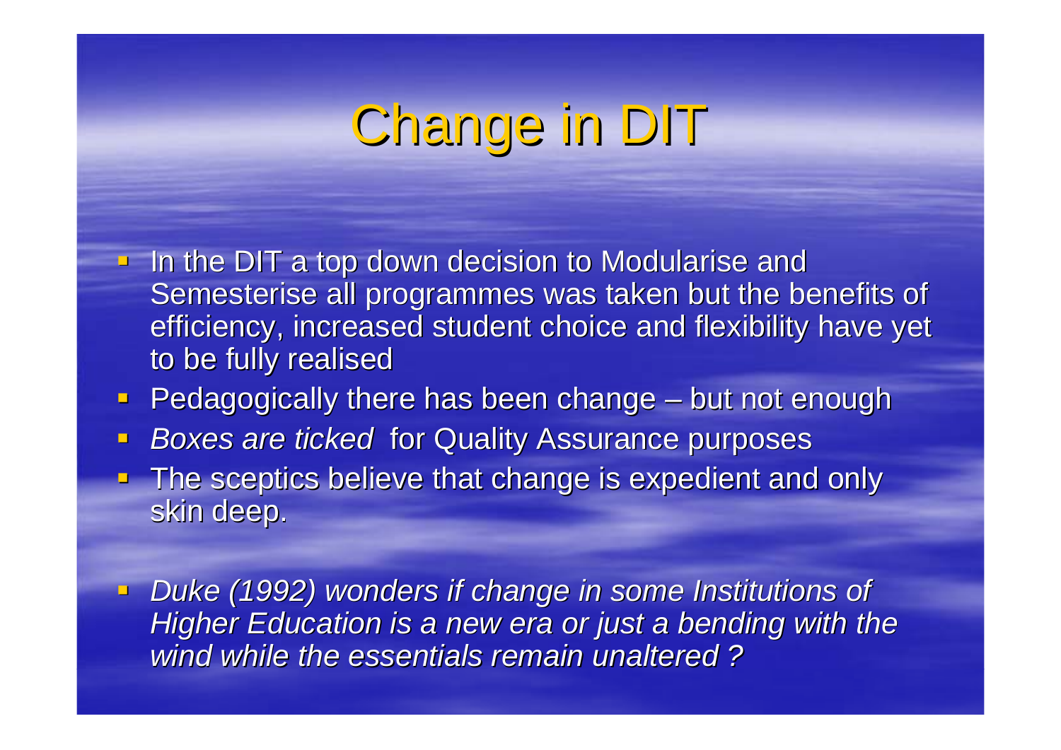# Change in DIT

- In the DIT a top down decision to Modularise and Semesterise all programmes was taken but the benefits of efficiency, increased student choice and flexibility have yet to be fully realised
- Pedagogically there has been change – but not enough
- *Boxes are ticked* for Quality Assurance purposes
- The sceptics believe that change is expedient and only skin deep.

- *Duke (1992) wonders if change in some Institutions of Higher Education is a new era or just a bending with the wind while the essentials remain unaltered ?*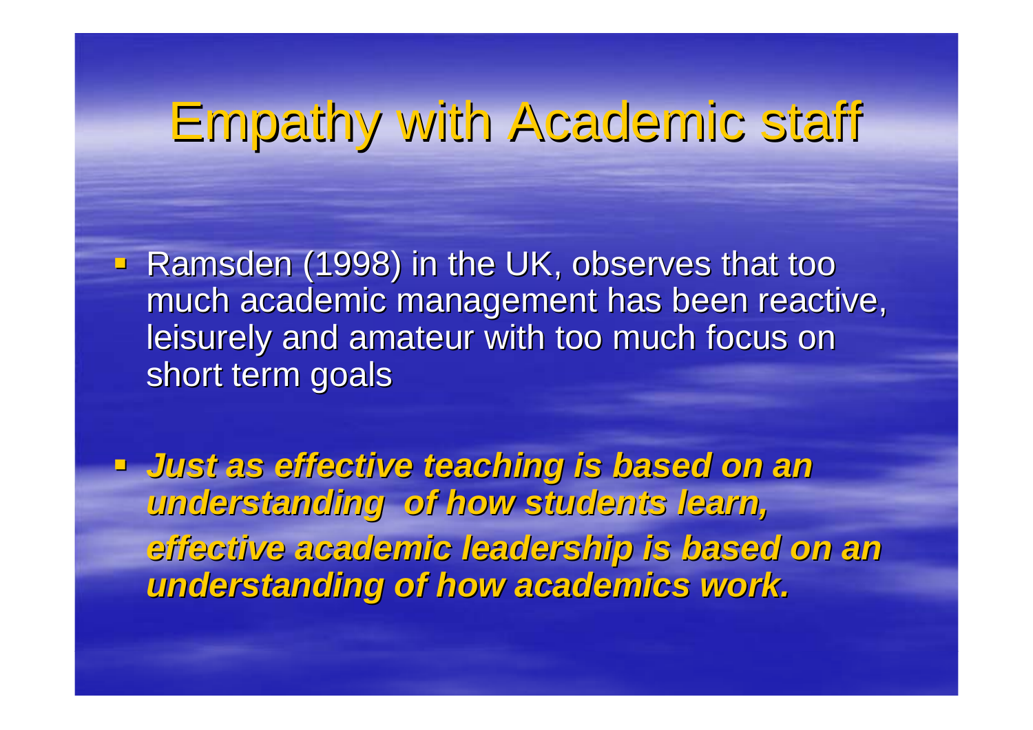# Empathy with Academic staff

- Ramsden (1998) in the UK, observes that too much academic management has been reactive, leisurely and amateur with too much focus on short term goals

- ***Just as effective teaching is based on an understanding of how students learn,***

  ***effective academic leadership is based on an understanding of how academics work.***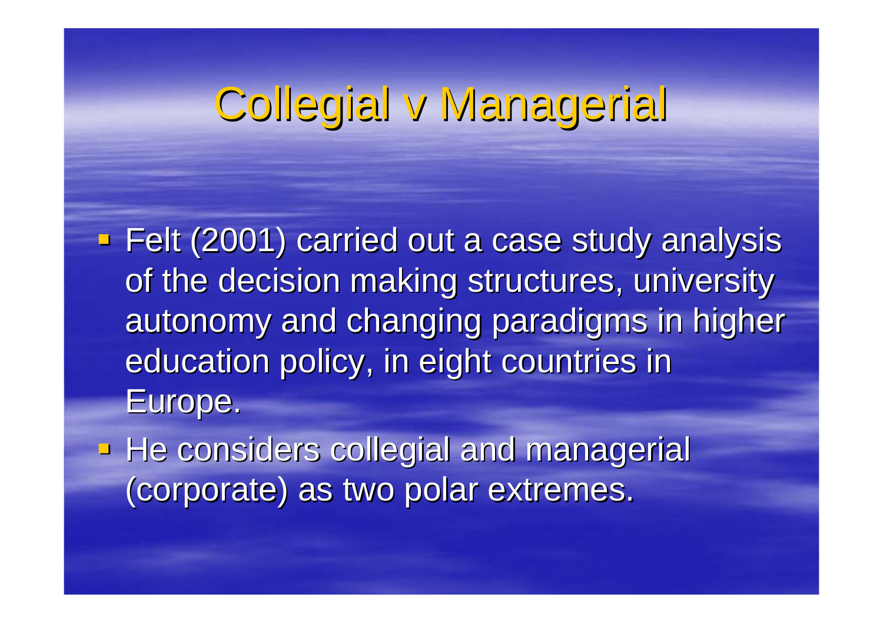# Collegial v Managerial

- Felt (2001) carried out a case study analysis of the decision making structures, university autonomy and changing paradigms in higher education policy, in eight countries in Europe.
- He considers collegial and managerial (corporate) as two polar extremes.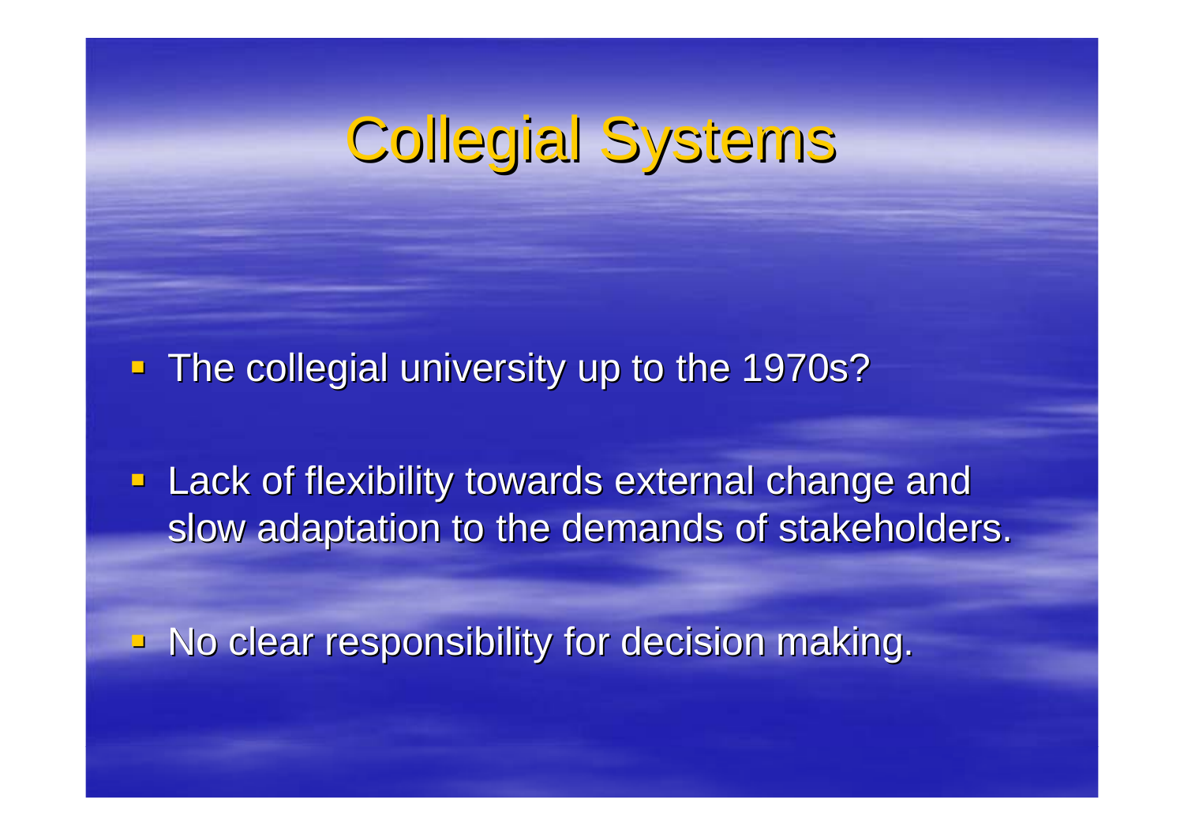# Collegial Systems

- The collegial university up to the 1970s?
- Lack of flexibility towards external change and slow adaptation to the demands of stakeholders.
- No clear responsibility for decision making.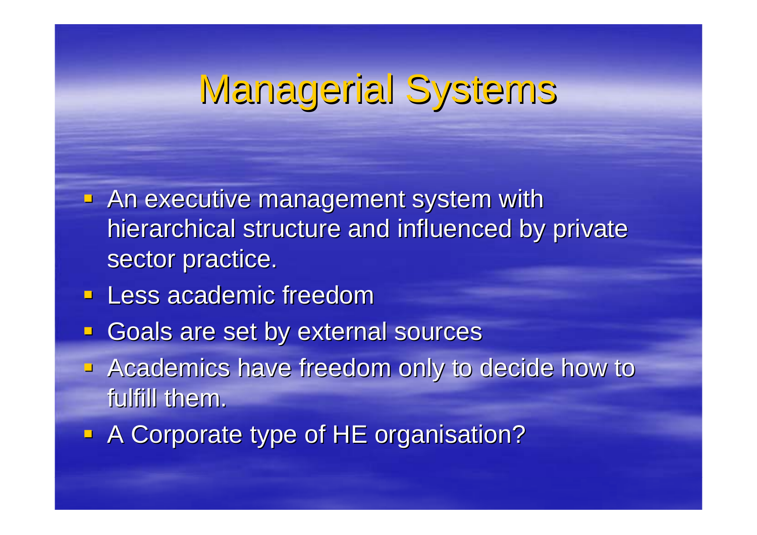# Managerial Systems

- An executive management system with hierarchical structure and influenced by private sector practice.
- Less academic freedom
- Goals are set by external sources
- Academics have freedom only to decide how to fulfill them.
- A Corporate type of HE organisation?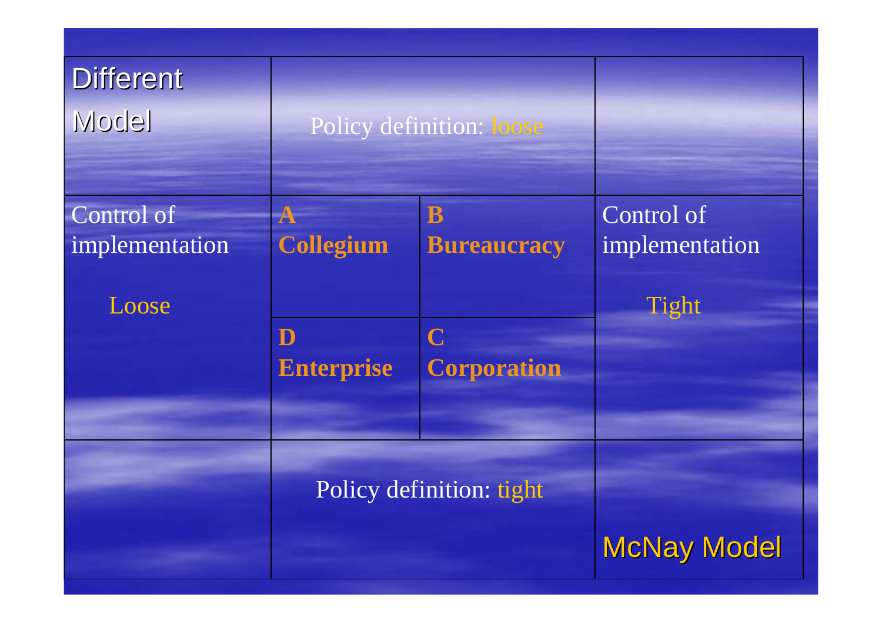| Different Model | Policy definition: loose | | |
|---|---|---|---|
| Control of implementation<br><br>Loose | **A Collegium** | **B Bureaucracy** | Control of implementation<br><br>Tight |
| | **D Enterprise** | **C Corporation** | |
| | Policy definition: tight | | McNay Model |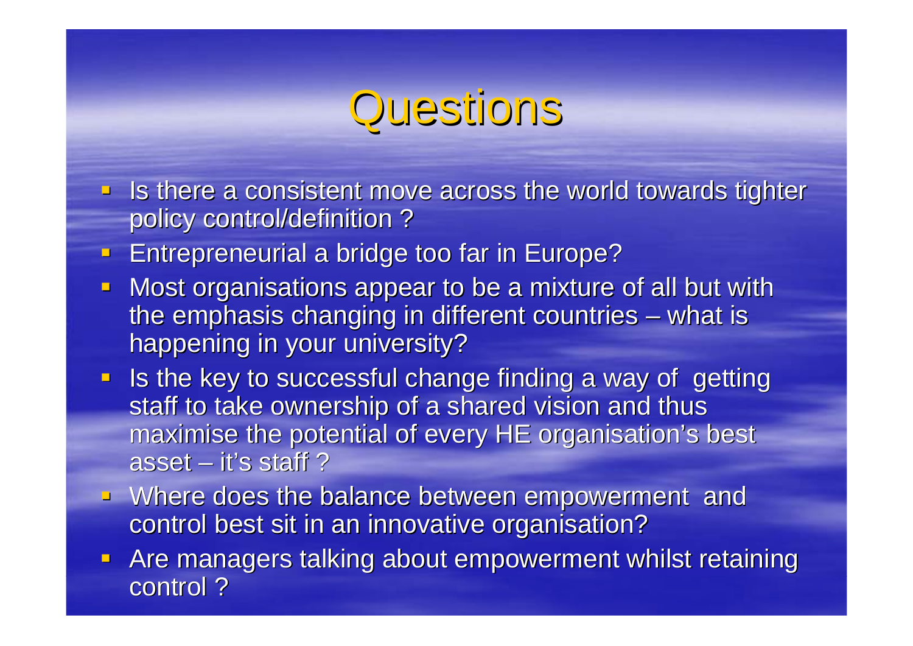# Questions

- Is there a consistent move across the world towards tighter policy control/definition ?
- Entrepreneurial a bridge too far in Europe?
- Most organisations appear to be a mixture of all but with the emphasis changing in different countries – what is happening in your university?
- Is the key to successful change finding a way of getting staff to take ownership of a shared vision and thus maximise the potential of every HE organisation's best asset – it's staff ?
- Where does the balance between empowerment and control best sit in an innovative organisation?
- Are managers talking about empowerment whilst retaining control ?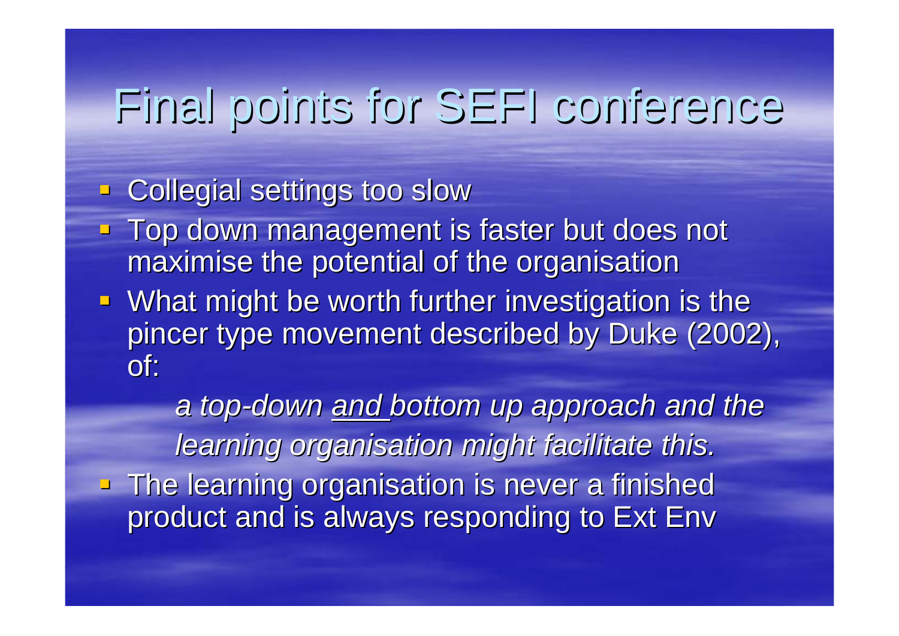# Final points for SEFI conference

- Collegial settings too slow
- Top down management is faster but does not maximise the potential of the organisation
- What might be worth further investigation is the pincer type movement described by Duke (2002), of:

  *a top-down <u>and</u> bottom up approach and the learning organisation might facilitate this.*

- The learning organisation is never a finished product and is always responding to Ext Env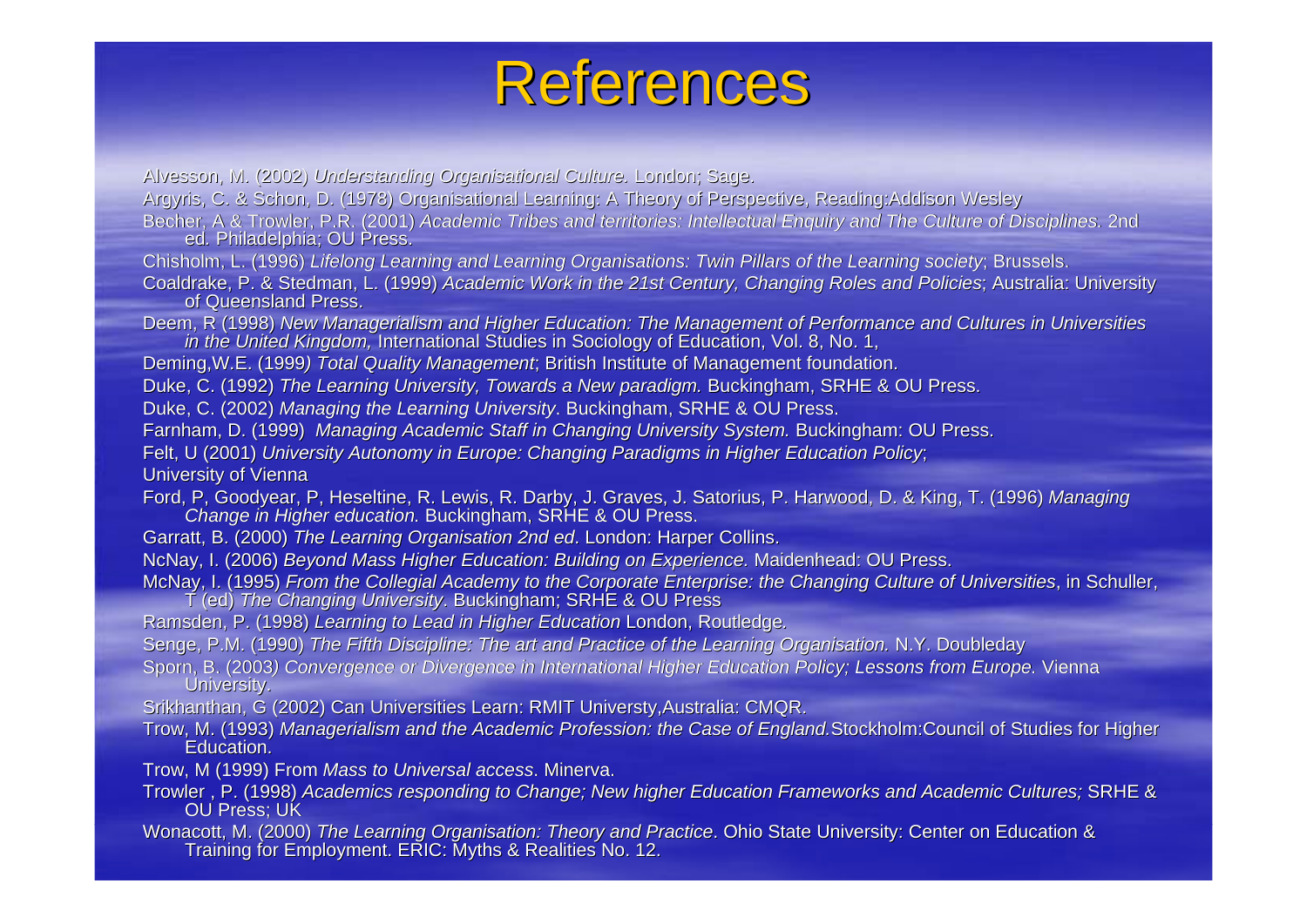# References

Alvesson, M. (2002) *Understanding Organisational Culture.* London; Sage.

Argyris, C. & Schon, D. (1978) Organisational Learning: A Theory of Perspective, Reading:Addison Wesley

Becher, A & Trowler, P.R. (2001) *Academic Tribes and territories: Intellectual Enquiry and The Culture of Disciplines.* 2nd ed. Philadelphia; OU Press.

Chisholm, L. (1996) *Lifelong Learning and Learning Organisations: Twin Pillars of the Learning society*; Brussels.

Coaldrake, P. & Stedman, L. (1999) *Academic Work in the 21st Century, Changing Roles and Policies*; Australia: University of Queensland Press.

Deem, R (1998) *New Managerialism and Higher Education: The Management of Performance and Cultures in Universities in the United Kingdom,* International Studies in Sociology of Education, Vol. 8, No. 1,

Deming,W.E. (1999*) Total Quality Management*; British Institute of Management foundation.

Duke, C. (1992) *The Learning University, Towards a New paradigm.* Buckingham, SRHE & OU Press.

Duke, C. (2002) *Managing the Learning University*. Buckingham, SRHE & OU Press.

Farnham, D. (1999) *Managing Academic Staff in Changing University System.* Buckingham: OU Press.

Felt, U (2001) *University Autonomy in Europe: Changing Paradigms in Higher Education Policy*; University of Vienna

Ford, P, Goodyear, P, Heseltine, R. Lewis, R. Darby, J. Graves, J. Satorius, P. Harwood, D. & King, T. (1996) *Managing Change in Higher education.* Buckingham, SRHE & OU Press.

Garratt, B. (2000) *The Learning Organisation 2nd ed*. London: Harper Collins.

NcNay, I. (2006) *Beyond Mass Higher Education: Building on Experience.* Maidenhead: OU Press.

McNay, I. (1995) *From the Collegial Academy to the Corporate Enterprise: the Changing Culture of Universities*, in Schuller, T (ed) *The Changing University*. Buckingham; SRHE & OU Press

Ramsden, P. (1998) *Learning to Lead in Higher Education* London, Routledge.

Senge, P.M. (1990) *The Fifth Discipline: The art and Practice of the Learning Organisation.* N.Y. Doubleday

Sporn, B. (2003*) Convergence or Divergence in International Higher Education Policy; Lessons from Europe.* Vienna University.

Srikhanthan, G (2002) Can Universities Learn: RMIT Universty,Australia: CMQR.

Trow, M. (1993) *Managerialism and the Academic Profession: the Case of England.*Stockholm:Council of Studies for Higher Education.

Trow, M (1999) From *Mass to Universal access*. Minerva.

Trowler , P. (1998) *Academics responding to Change; New higher Education Frameworks and Academic Cultures;* SRHE & OU Press; UK

Wonacott, M. (2000) *The Learning Organisation: Theory and Practice*. Ohio State University: Center on Education & Training for Employment. ERIC: Myths & Realities No. 12.